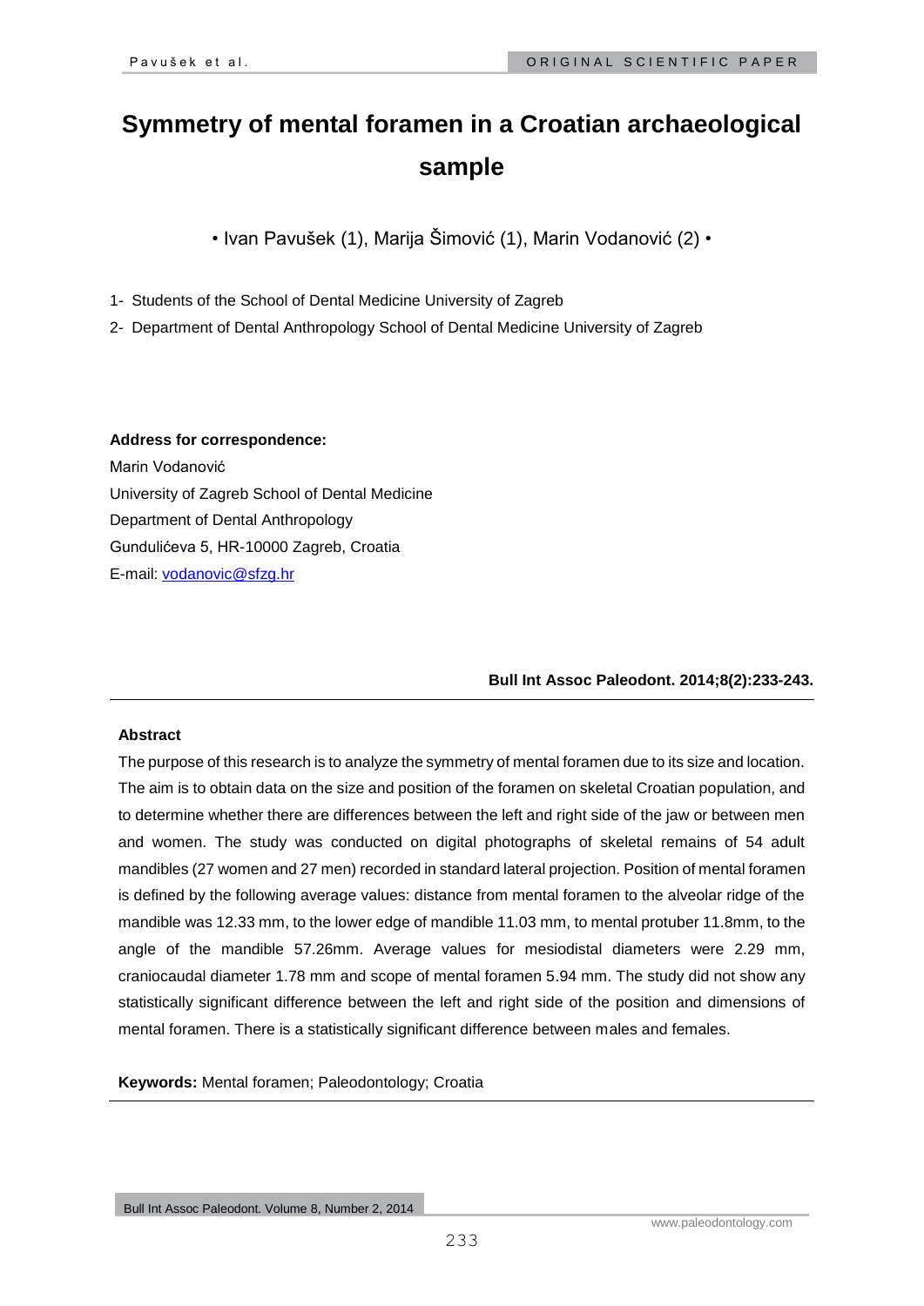// Symmetry of mental foramen in a Croatian archaeological sample

• Ivan Pavušek (1), Marija Šimović (1), Marin Vodanović (2) •

1- Students of the School of Dental Medicine University of Zagreb

2- Department of Dental Anthropology School of Dental Medicine University of Zagreb

**Address for correspondence:**

Marin Vodanović

University of Zagreb School of Dental Medicine

Department of Dental Anthropology

Gundulićeva 5, HR-10000 Zagreb, Croatia

E-mail: vodanovic@sfzg.hr

**Bull Int Assoc Paleodont. 2014;8(2):233-243.**

## Abstract

The purpose of this research is to analyze the symmetry of mental foramen due to its size and location. The aim is to obtain data on the size and position of the foramen on skeletal Croatian population, and to determine whether there are differences between the left and right side of the jaw or between men and women. The study was conducted on digital photographs of skeletal remains of 54 adult mandibles (27 women and 27 men) recorded in standard lateral projection. Position of mental foramen is defined by the following average values: distance from mental foramen to the alveolar ridge of the mandible was 12.33 mm, to the lower edge of mandible 11.03 mm, to mental protuber 11.8mm, to the angle of the mandible 57.26mm. Average values for mesiodistal diameters were 2.29 mm, craniocaudal diameter 1.78 mm and scope of mental foramen 5.94 mm. The study did not show any statistically significant difference between the left and right side of the position and dimensions of mental foramen. There is a statistically significant difference between males and females.

**Keywords:** Mental foramen; Paleodontology; Croatia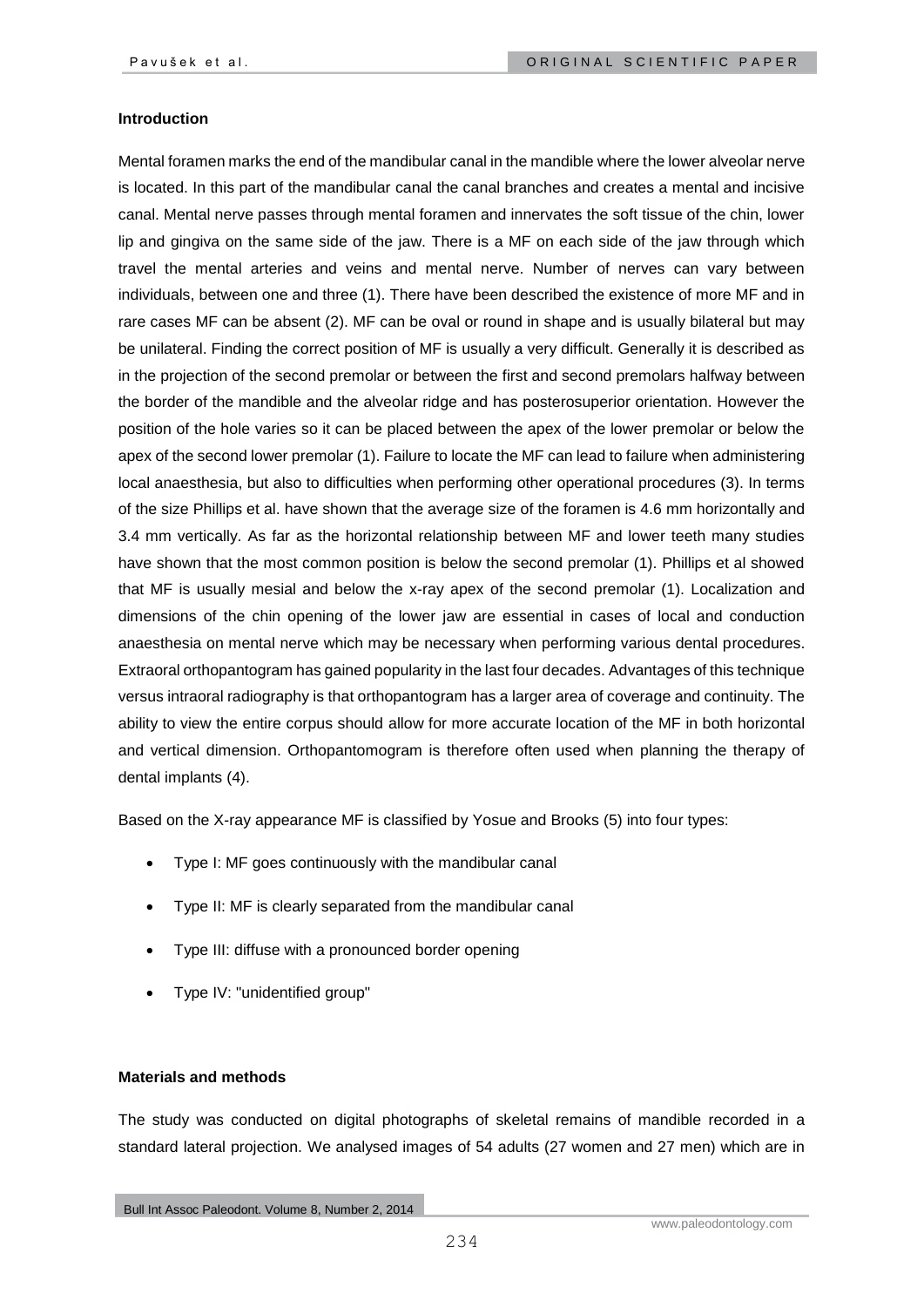### Introduction

Mental foramen marks the end of the mandibular canal in the mandible where the lower alveolar nerve is located. In this part of the mandibular canal the canal branches and creates a mental and incisive canal. Mental nerve passes through mental foramen and innervates the soft tissue of the chin, lower lip and gingiva on the same side of the jaw. There is a MF on each side of the jaw through which travel the mental arteries and veins and mental nerve. Number of nerves can vary between individuals, between one and three (1). There have been described the existence of more MF and in rare cases MF can be absent (2). MF can be oval or round in shape and is usually bilateral but may be unilateral. Finding the correct position of MF is usually a very difficult. Generally it is described as in the projection of the second premolar or between the first and second premolars halfway between the border of the mandible and the alveolar ridge and has posterosuperior orientation. However the position of the hole varies so it can be placed between the apex of the lower premolar or below the apex of the second lower premolar (1). Failure to locate the MF can lead to failure when administering local anaesthesia, but also to difficulties when performing other operational procedures (3). In terms of the size Phillips et al. have shown that the average size of the foramen is 4.6 mm horizontally and 3.4 mm vertically. As far as the horizontal relationship between MF and lower teeth many studies have shown that the most common position is below the second premolar (1). Phillips et al showed that MF is usually mesial and below the x-ray apex of the second premolar (1). Localization and dimensions of the chin opening of the lower jaw are essential in cases of local and conduction anaesthesia on mental nerve which may be necessary when performing various dental procedures. Extraoral orthopantogram has gained popularity in the last four decades. Advantages of this technique versus intraoral radiography is that orthopantogram has a larger area of coverage and continuity. The ability to view the entire corpus should allow for more accurate location of the MF in both horizontal and vertical dimension. Orthopantomogram is therefore often used when planning the therapy of dental implants (4).

Based on the X-ray appearance MF is classified by Yosue and Brooks (5) into four types:

- Type I: MF goes continuously with the mandibular canal
- Type II: MF is clearly separated from the mandibular canal
- Type III: diffuse with a pronounced border opening
- Type IV: "unidentified group"

### Materials and methods

The study was conducted on digital photographs of skeletal remains of mandible recorded in a standard lateral projection. We analysed images of 54 adults (27 women and 27 men) which are in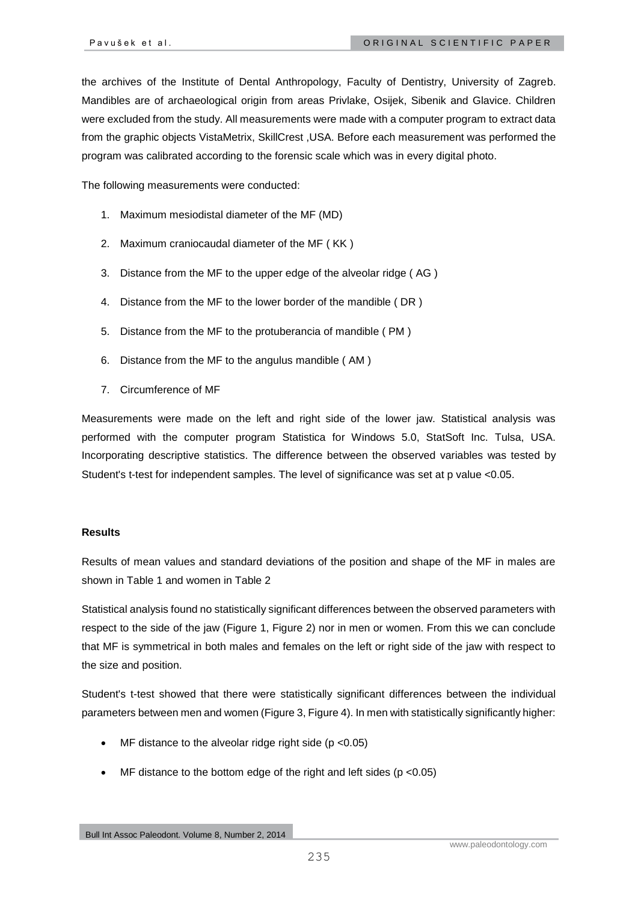the archives of the Institute of Dental Anthropology, Faculty of Dentistry, University of Zagreb. Mandibles are of archaeological origin from areas Privlake, Osijek, Sibenik and Glavice. Children were excluded from the study. All measurements were made with a computer program to extract data from the graphic objects VistaMetrix, SkillCrest ,USA. Before each measurement was performed the program was calibrated according to the forensic scale which was in every digital photo.

The following measurements were conducted:

1. Maximum mesiodistal diameter of the MF (MD)
2. Maximum craniocaudal diameter of the MF ( KK )
3. Distance from the MF to the upper edge of the alveolar ridge ( AG )
4. Distance from the MF to the lower border of the mandible ( DR )
5. Distance from the MF to the protuberancia of mandible ( PM )
6. Distance from the MF to the angulus mandible ( AM )
7. Circumference of MF

Measurements were made on the left and right side of the lower jaw. Statistical analysis was performed with the computer program Statistica for Windows 5.0, StatSoft Inc. Tulsa, USA. Incorporating descriptive statistics. The difference between the observed variables was tested by Student's t-test for independent samples. The level of significance was set at p value <0.05.

**Results**

Results of mean values and standard deviations of the position and shape of the MF in males are shown in Table 1 and women in Table 2

Statistical analysis found no statistically significant differences between the observed parameters with respect to the side of the jaw (Figure 1, Figure 2) nor in men or women. From this we can conclude that MF is symmetrical in both males and females on the left or right side of the jaw with respect to the size and position.

Student's t-test showed that there were statistically significant differences between the individual parameters between men and women (Figure 3, Figure 4). In men with statistically significantly higher:

- MF distance to the alveolar ridge right side ($p < 0.05$)
- MF distance to the bottom edge of the right and left sides ($p < 0.05$)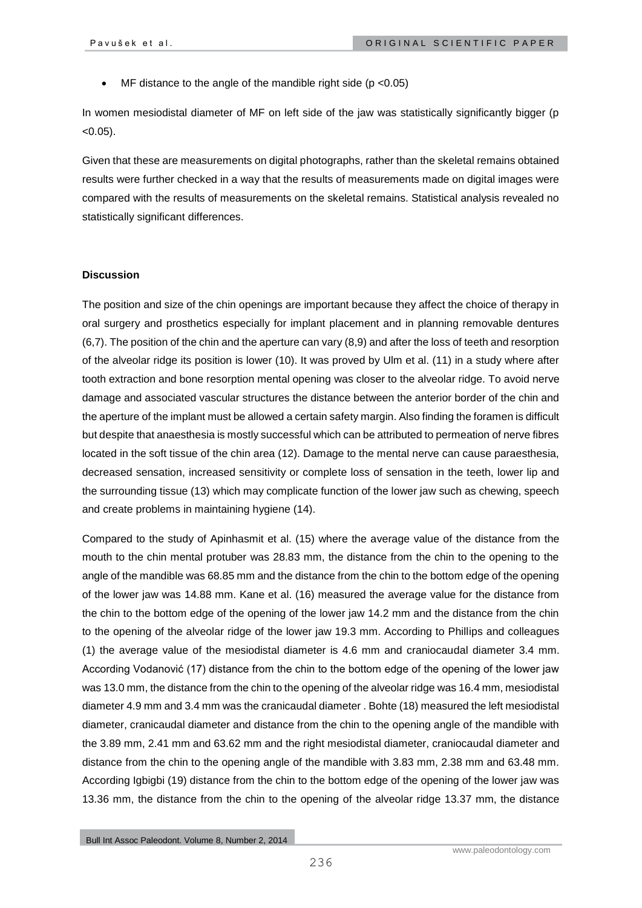- MF distance to the angle of the mandible right side ($p < 0.05$)

In women mesiodistal diameter of MF on left side of the jaw was statistically significantly bigger ($p < 0.05$).

Given that these are measurements on digital photographs, rather than the skeletal remains obtained results were further checked in a way that the results of measurements made on digital images were compared with the results of measurements on the skeletal remains. Statistical analysis revealed no statistically significant differences.

**Discussion**

The position and size of the chin openings are important because they affect the choice of therapy in oral surgery and prosthetics especially for implant placement and in planning removable dentures (6,7). The position of the chin and the aperture can vary (8,9) and after the loss of teeth and resorption of the alveolar ridge its position is lower (10). It was proved by Ulm et al. (11) in a study where after tooth extraction and bone resorption mental opening was closer to the alveolar ridge. To avoid nerve damage and associated vascular structures the distance between the anterior border of the chin and the aperture of the implant must be allowed a certain safety margin. Also finding the foramen is difficult but despite that anaesthesia is mostly successful which can be attributed to permeation of nerve fibres located in the soft tissue of the chin area (12). Damage to the mental nerve can cause paraesthesia, decreased sensation, increased sensitivity or complete loss of sensation in the teeth, lower lip and the surrounding tissue (13) which may complicate function of the lower jaw such as chewing, speech and create problems in maintaining hygiene (14).

Compared to the study of Apinhasmit et al. (15) where the average value of the distance from the mouth to the chin mental protuber was 28.83 mm, the distance from the chin to the opening to the angle of the mandible was 68.85 mm and the distance from the chin to the bottom edge of the opening of the lower jaw was 14.88 mm. Kane et al. (16) measured the average value for the distance from the chin to the bottom edge of the opening of the lower jaw 14.2 mm and the distance from the chin to the opening of the alveolar ridge of the lower jaw 19.3 mm. According to Phillips and colleagues (1) the average value of the mesiodistal diameter is 4.6 mm and craniocaudal diameter 3.4 mm. According Vodanović (17) distance from the chin to the bottom edge of the opening of the lower jaw was 13.0 mm, the distance from the chin to the opening of the alveolar ridge was 16.4 mm, mesiodistal diameter 4.9 mm and 3.4 mm was the cranicaudal diameter . Bohte (18) measured the left mesiodistal diameter, cranicaudal diameter and distance from the chin to the opening angle of the mandible with the 3.89 mm, 2.41 mm and 63.62 mm and the right mesiodistal diameter, craniocaudal diameter and distance from the chin to the opening angle of the mandible with 3.83 mm, 2.38 mm and 63.48 mm. According Igbigbi (19) distance from the chin to the bottom edge of the opening of the lower jaw was 13.36 mm, the distance from the chin to the opening of the alveolar ridge 13.37 mm, the distance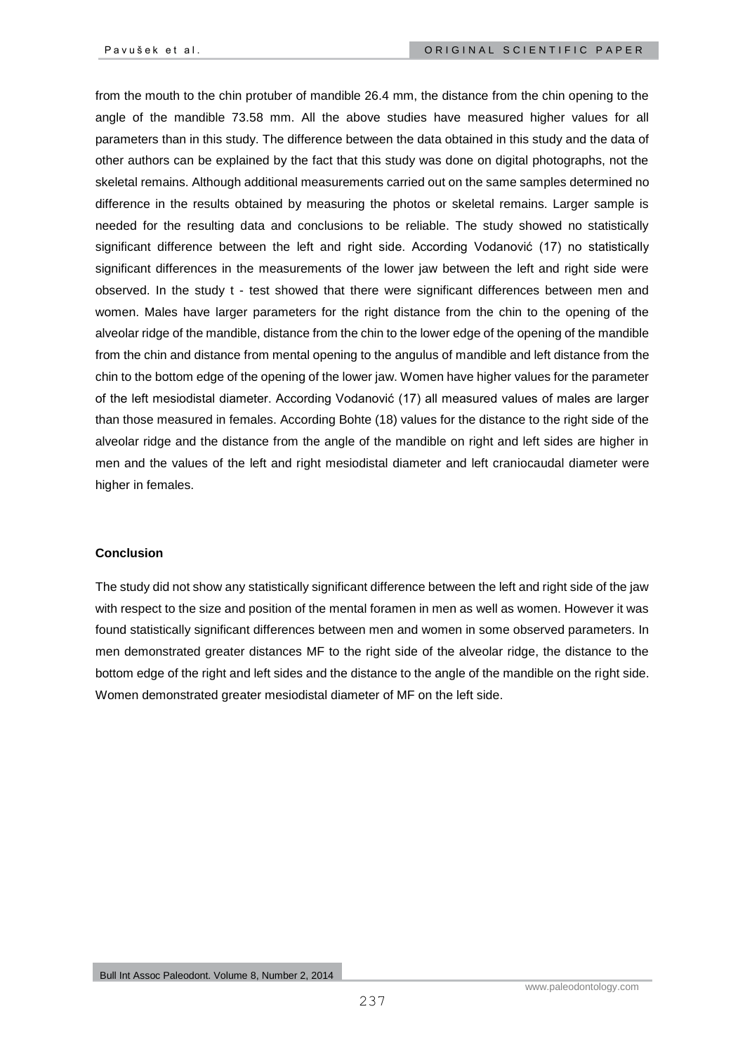from the mouth to the chin protuber of mandible 26.4 mm, the distance from the chin opening to the angle of the mandible 73.58 mm. All the above studies have measured higher values for all parameters than in this study. The difference between the data obtained in this study and the data of other authors can be explained by the fact that this study was done on digital photographs, not the skeletal remains. Although additional measurements carried out on the same samples determined no difference in the results obtained by measuring the photos or skeletal remains. Larger sample is needed for the resulting data and conclusions to be reliable. The study showed no statistically significant difference between the left and right side. According Vodanović (17) no statistically significant differences in the measurements of the lower jaw between the left and right side were observed. In the study t - test showed that there were significant differences between men and women. Males have larger parameters for the right distance from the chin to the opening of the alveolar ridge of the mandible, distance from the chin to the lower edge of the opening of the mandible from the chin and distance from mental opening to the angulus of mandible and left distance from the chin to the bottom edge of the opening of the lower jaw. Women have higher values for the parameter of the left mesiodistal diameter. According Vodanović (17) all measured values of males are larger than those measured in females. According Bohte (18) values for the distance to the right side of the alveolar ridge and the distance from the angle of the mandible on right and left sides are higher in men and the values of the left and right mesiodistal diameter and left craniocaudal diameter were higher in females.

## Conclusion

The study did not show any statistically significant difference between the left and right side of the jaw with respect to the size and position of the mental foramen in men as well as women. However it was found statistically significant differences between men and women in some observed parameters. In men demonstrated greater distances MF to the right side of the alveolar ridge, the distance to the bottom edge of the right and left sides and the distance to the angle of the mandible on the right side. Women demonstrated greater mesiodistal diameter of MF on the left side.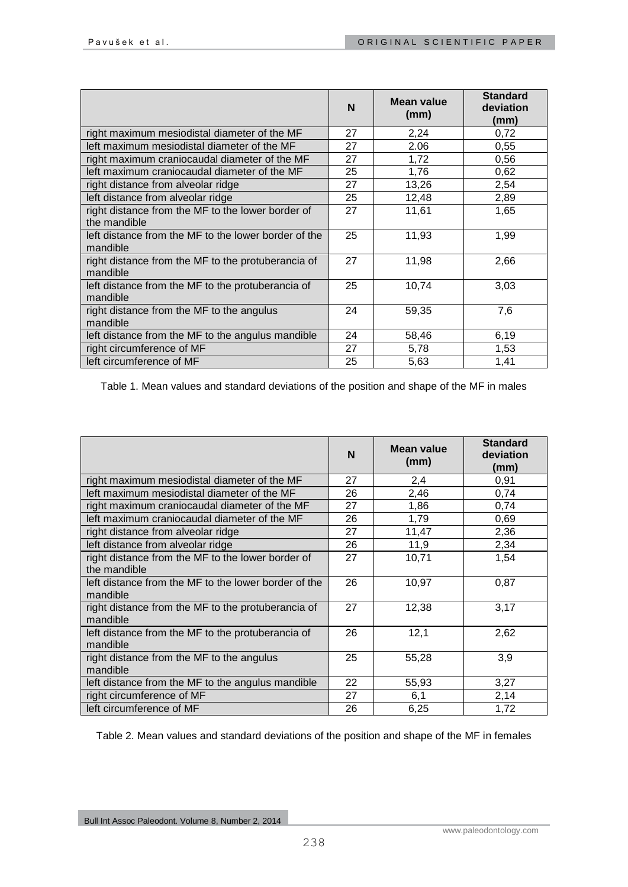|  | N | Mean value (mm) | Standard deviation (mm) |
|---|---|---|---|
| right maximum mesiodistal diameter of the MF | 27 | 2,24 | 0,72 |
| left maximum mesiodistal diameter of the MF | 27 | 2.06 | 0,55 |
| right maximum craniocaudal diameter of the MF | 27 | 1,72 | 0,56 |
| left maximum craniocaudal diameter of the MF | 25 | 1,76 | 0,62 |
| right distance from alveolar ridge | 27 | 13,26 | 2,54 |
| left distance from alveolar ridge | 25 | 12,48 | 2,89 |
| right distance from the MF to the lower border of the mandible | 27 | 11,61 | 1,65 |
| left distance from the MF to the lower border of the mandible | 25 | 11,93 | 1,99 |
| right distance from the MF to the protuberancia of mandible | 27 | 11,98 | 2,66 |
| left distance from the MF to the protuberancia of mandible | 25 | 10,74 | 3,03 |
| right distance from the MF to the angulus mandible | 24 | 59,35 | 7,6 |
| left distance from the MF to the angulus mandible | 24 | 58,46 | 6,19 |
| right circumference of MF | 27 | 5,78 | 1,53 |
| left circumference of MF | 25 | 5,63 | 1,41 |

Table 1. Mean values and standard deviations of the position and shape of the MF in males

|  | N | Mean value (mm) | Standard deviation (mm) |
|---|---|---|---|
| right maximum mesiodistal diameter of the MF | 27 | 2,4 | 0,91 |
| left maximum mesiodistal diameter of the MF | 26 | 2,46 | 0,74 |
| right maximum craniocaudal diameter of the MF | 27 | 1,86 | 0,74 |
| left maximum craniocaudal diameter of the MF | 26 | 1,79 | 0,69 |
| right distance from alveolar ridge | 27 | 11,47 | 2,36 |
| left distance from alveolar ridge | 26 | 11,9 | 2,34 |
| right distance from the MF to the lower border of the mandible | 27 | 10,71 | 1,54 |
| left distance from the MF to the lower border of the mandible | 26 | 10,97 | 0,87 |
| right distance from the MF to the protuberancia of mandible | 27 | 12,38 | 3,17 |
| left distance from the MF to the protuberancia of mandible | 26 | 12,1 | 2,62 |
| right distance from the MF to the angulus mandible | 25 | 55,28 | 3,9 |
| left distance from the MF to the angulus mandible | 22 | 55,93 | 3,27 |
| right circumference of MF | 27 | 6,1 | 2,14 |
| left circumference of MF | 26 | 6,25 | 1,72 |

Table 2. Mean values and standard deviations of the position and shape of the MF in females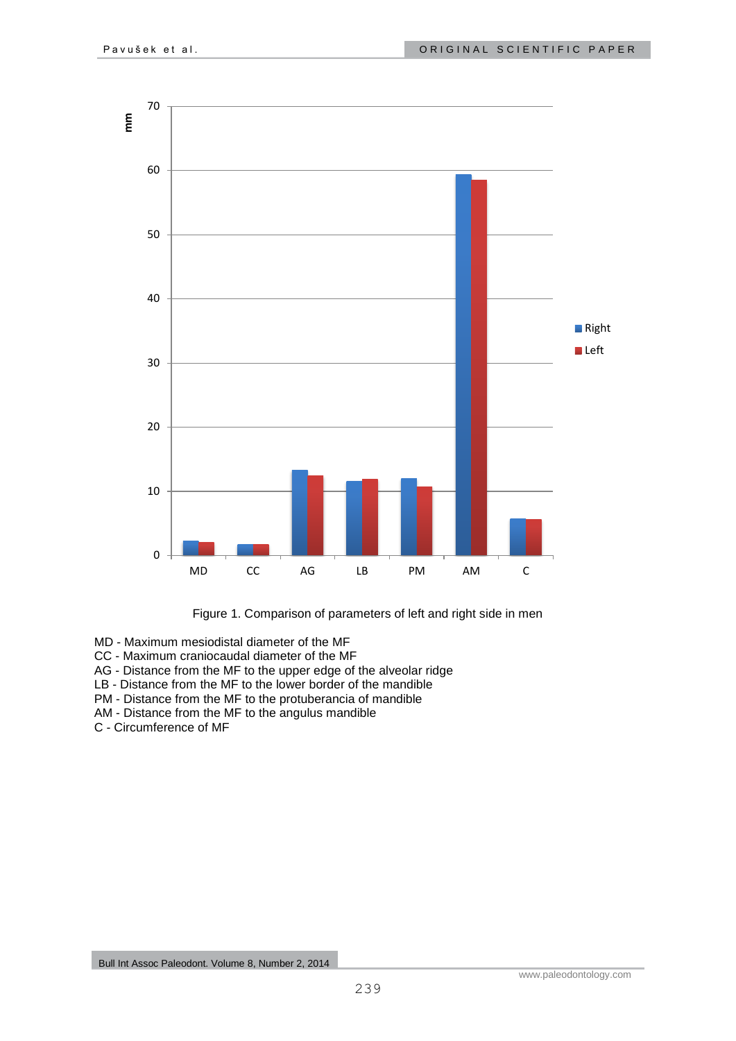Figure 1. Comparison of parameters of left and right side in men

MD - Maximum mesiodistal diameter of the MF
CC - Maximum craniocaudal diameter of the MF
AG - Distance from the MF to the upper edge of the alveolar ridge
LB - Distance from the MF to the lower border of the mandible
PM - Distance from the MF to the protuberancia of mandible
AM - Distance from the MF to the angulus mandible
C - Circumference of MF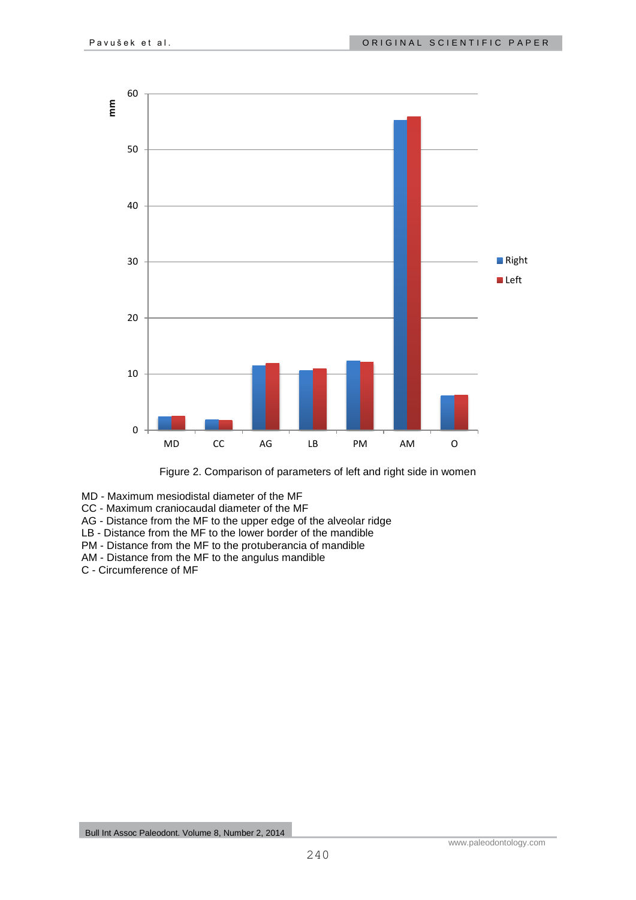Figure 2. Comparison of parameters of left and right side in women

MD - Maximum mesiodistal diameter of the MF  
CC - Maximum craniocaudal diameter of the MF  
AG - Distance from the MF to the upper edge of the alveolar ridge  
LB - Distance from the MF to the lower border of the mandible  
PM - Distance from the MF to the protuberancia of mandible  
AM - Distance from the MF to the angulus mandible  
C - Circumference of MF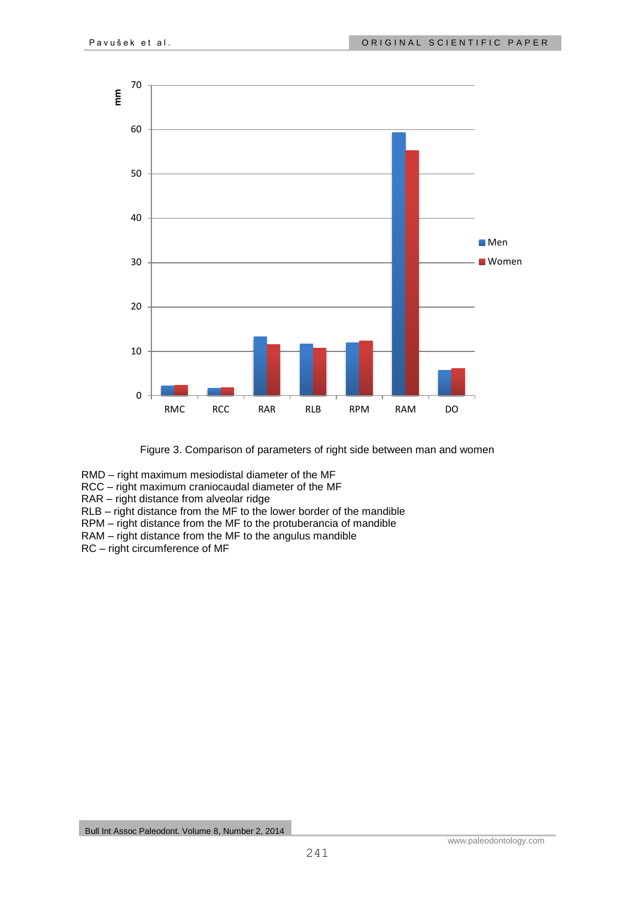Figure 3. Comparison of parameters of right side between man and women

RMD – right maximum mesiodistal diameter of the MF
RCC – right maximum craniocaudal diameter of the MF
RAR – right distance from alveolar ridge
RLB – right distance from the MF to the lower border of the mandible
RPM – right distance from the MF to the protuberancia of mandible
RAM – right distance from the MF to the angulus mandible
RC – right circumference of MF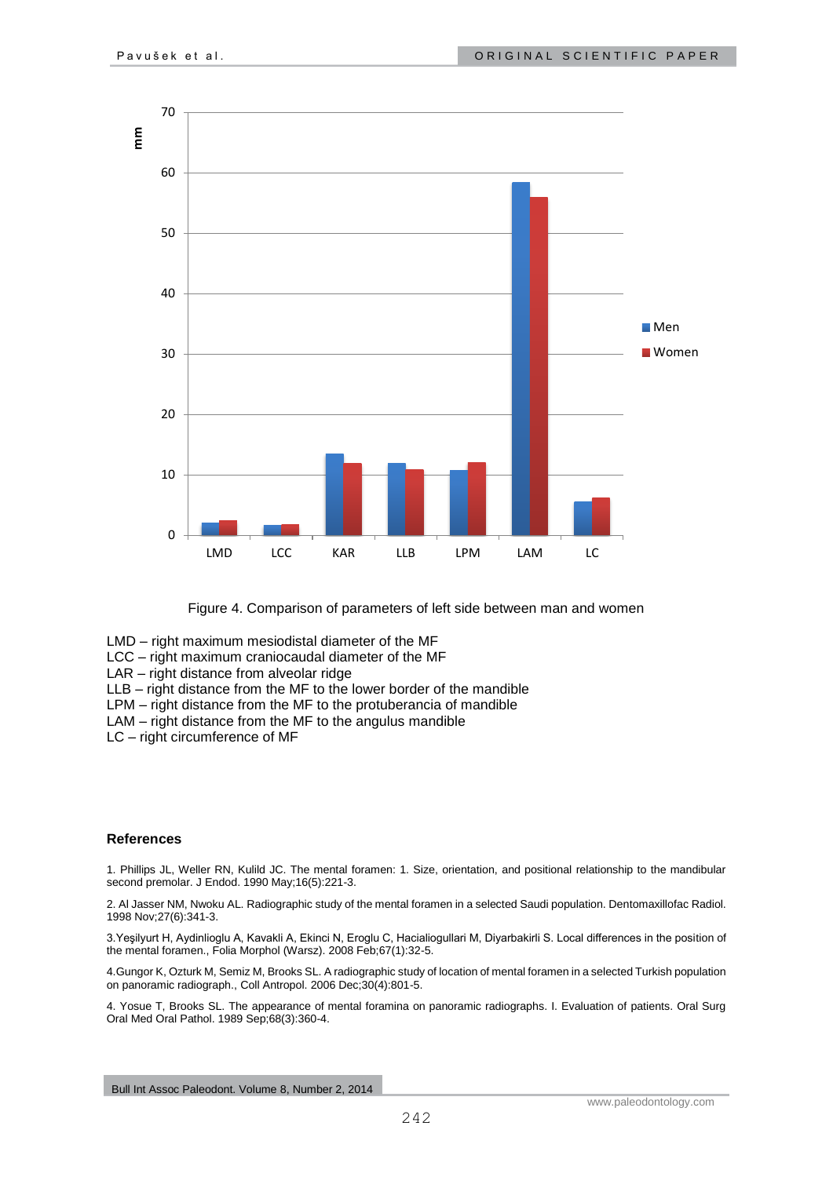Figure 4. Comparison of parameters of left side between man and women

LMD – right maximum mesiodistal diameter of the MF
LCC – right maximum craniocaudal diameter of the MF
LAR – right distance from alveolar ridge
LLB – right distance from the MF to the lower border of the mandible
LPM – right distance from the MF to the protuberancia of mandible
LAM – right distance from the MF to the angulus mandible
LC – right circumference of MF

### References

1. Phillips JL, Weller RN, Kulild JC. The mental foramen: 1. Size, orientation, and positional relationship to the mandibular second premolar. J Endod. 1990 May;16(5):221-3.

2. Al Jasser NM, Nwoku AL. Radiographic study of the mental foramen in a selected Saudi population. Dentomaxillofac Radiol. 1998 Nov;27(6):341-3.

3.Yeşilyurt H, Aydinlioglu A, Kavakli A, Ekinci N, Eroglu C, Hacialiogullari M, Diyarbakirli S. Local differences in the position of the mental foramen., Folia Morphol (Warsz). 2008 Feb;67(1):32-5.

4.Gungor K, Ozturk M, Semiz M, Brooks SL. A radiographic study of location of mental foramen in a selected Turkish population on panoramic radiograph., Coll Antropol. 2006 Dec;30(4):801-5.

4. Yosue T, Brooks SL. The appearance of mental foramina on panoramic radiographs. I. Evaluation of patients. Oral Surg Oral Med Oral Pathol. 1989 Sep;68(3):360-4.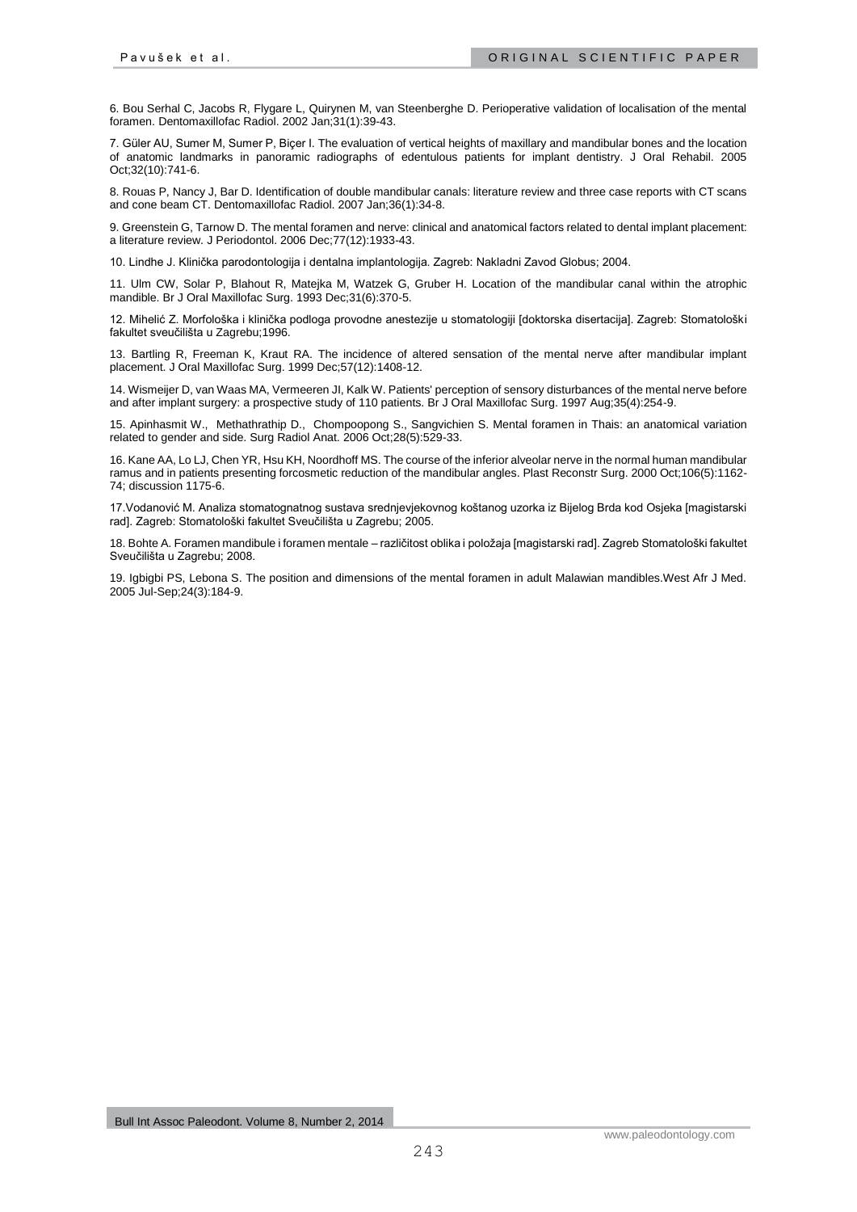6. Bou Serhal C, Jacobs R, Flygare L, Quirynen M, van Steenberghe D. Perioperative validation of localisation of the mental foramen. Dentomaxillofac Radiol. 2002 Jan;31(1):39-43.

7. Güler AU, Sumer M, Sumer P, Biçer I. The evaluation of vertical heights of maxillary and mandibular bones and the location of anatomic landmarks in panoramic radiographs of edentulous patients for implant dentistry. J Oral Rehabil. 2005 Oct;32(10):741-6.

8. Rouas P, Nancy J, Bar D. Identification of double mandibular canals: literature review and three case reports with CT scans and cone beam CT. Dentomaxillofac Radiol. 2007 Jan;36(1):34-8.

9. Greenstein G, Tarnow D. The mental foramen and nerve: clinical and anatomical factors related to dental implant placement: a literature review. J Periodontol. 2006 Dec;77(12):1933-43.

10. Lindhe J. Klinička parodontologija i dentalna implantologija. Zagreb: Nakladni Zavod Globus; 2004.

11. Ulm CW, Solar P, Blahout R, Matejka M, Watzek G, Gruber H. Location of the mandibular canal within the atrophic mandible. Br J Oral Maxillofac Surg. 1993 Dec;31(6):370-5.

12. Mihelić Z. Morfološka i klinička podloga provodne anestezije u stomatologiji [doktorska disertacija]. Zagreb: Stomatološki fakultet sveučilišta u Zagrebu;1996.

13. Bartling R, Freeman K, Kraut RA. The incidence of altered sensation of the mental nerve after mandibular implant placement. J Oral Maxillofac Surg. 1999 Dec;57(12):1408-12.

14. Wismeijer D, van Waas MA, Vermeeren JI, Kalk W. Patients' perception of sensory disturbances of the mental nerve before and after implant surgery: a prospective study of 110 patients. Br J Oral Maxillofac Surg. 1997 Aug;35(4):254-9.

15. Apinhasmit W., Methathrathip D., Chompoopong S., Sangvichien S. Mental foramen in Thais: an anatomical variation related to gender and side. Surg Radiol Anat. 2006 Oct;28(5):529-33.

16. Kane AA, Lo LJ, Chen YR, Hsu KH, Noordhoff MS. The course of the inferior alveolar nerve in the normal human mandibular ramus and in patients presenting forcosmetic reduction of the mandibular angles. Plast Reconstr Surg. 2000 Oct;106(5):1162-74; discussion 1175-6.

17.Vodanović M. Analiza stomatognatnog sustava srednjevjekovnog koštanog uzorka iz Bijelog Brda kod Osjeka [magistarski rad]. Zagreb: Stomatološki fakultet Sveučilišta u Zagrebu; 2005.

18. Bohte A. Foramen mandibule i foramen mentale – različitost oblika i položaja [magistarski rad]. Zagreb Stomatološki fakultet Sveučilišta u Zagrebu; 2008.

19. Igbigbi PS, Lebona S. The position and dimensions of the mental foramen in adult Malawian mandibles.West Afr J Med. 2005 Jul-Sep;24(3):184-9.